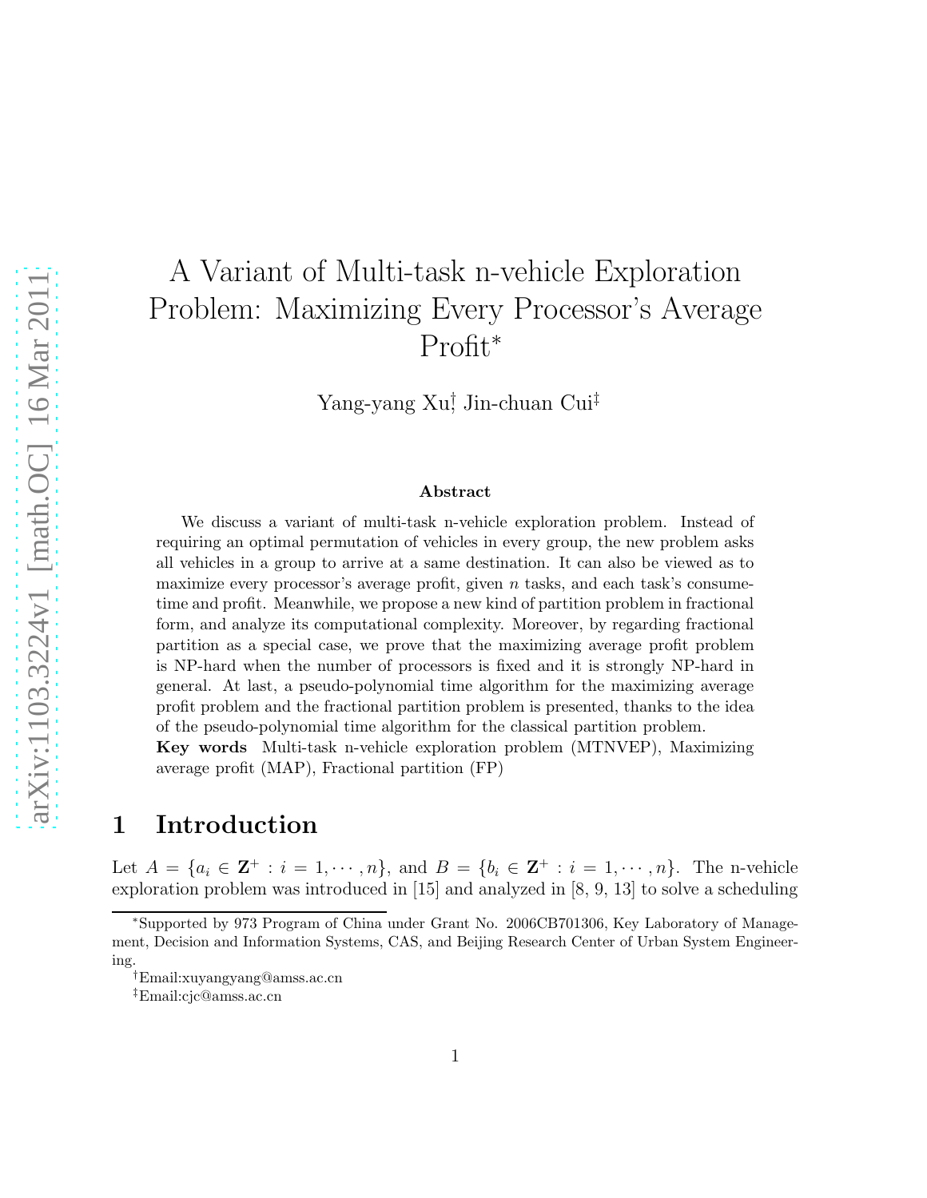# A Variant of Multi-task n-vehicle Exploration Problem: Maximizing Every Processor's Average Profit*

Yang-yang Xu[†], Jin-chuan Cui[‡]

### Abstract

We discuss a variant of multi-task n-vehicle exploration problem. Instead of requiring an optimal permutation of vehicles in every group, the new problem asks all vehicles in a group to arrive at a same destination. It can also be viewed as to maximize every processor's average profit, given $n$ tasks, and each task's consume-time and profit. Meanwhile, we propose a new kind of partition problem in fractional form, and analyze its computational complexity. Moreover, by regarding fractional partition as a special case, we prove that the maximizing average profit problem is NP-hard when the number of processors is fixed and it is strongly NP-hard in general. At last, a pseudo-polynomial time algorithm for the maximizing average profit problem and the fractional partition problem is presented, thanks to the idea of the pseudo-polynomial time algorithm for the classical partition problem.

**Key words** Multi-task n-vehicle exploration problem (MTNVEP), Maximizing average profit (MAP), Fractional partition (FP)

## 1 Introduction

Let $A = \{a_i \in \mathbf{Z}^+ : i = 1, \cdots, n\}$, and $B = \{b_i \in \mathbf{Z}^+ : i = 1, \cdots, n\}$. The n-vehicle exploration problem was introduced in [15] and analyzed in [8, 9, 13] to solve a scheduling

---

*Supported by 973 Program of China under Grant No. 2006CB701306, Key Laboratory of Management, Decision and Information Systems, CAS, and Beijing Research Center of Urban System Engineering.

[†]Email:xuyangyang@amss.ac.cn

[‡]Email:cjc@amss.ac.cn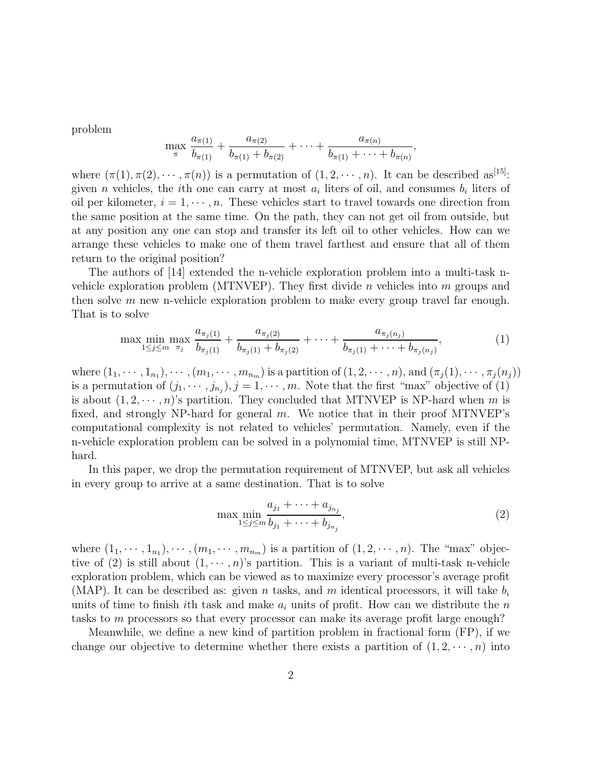problem

$$\max_{\pi} \frac{a_{\pi(1)}}{b_{\pi(1)}} + \frac{a_{\pi(2)}}{b_{\pi(1)} + b_{\pi(2)}} + \cdots + \frac{a_{\pi(n)}}{b_{\pi(1)} + \cdots + b_{\pi(n)}},$$

where $(\pi(1), \pi(2), \cdots, \pi(n))$ is a permutation of $(1, 2, \cdots, n)$. It can be described as[15]: given $n$ vehicles, the $i$th one can carry at most $a_i$ liters of oil, and consumes $b_i$ liters of oil per kilometer, $i = 1, \cdots, n$. These vehicles start to travel towards one direction from the same position at the same time. On the path, they can not get oil from outside, but at any position any one can stop and transfer its left oil to other vehicles. How can we arrange these vehicles to make one of them travel farthest and ensure that all of them return to the original position?

The authors of [14] extended the n-vehicle exploration problem into a multi-task n-vehicle exploration problem (MTNVEP). They first divide $n$ vehicles into $m$ groups and then solve $m$ new n-vehicle exploration problem to make every group travel far enough. That is to solve

$$\max \min_{1 \le j \le m} \max_{\pi_j} \frac{a_{\pi_j(1)}}{b_{\pi_j(1)}} + \frac{a_{\pi_j(2)}}{b_{\pi_j(1)} + b_{\pi_j(2)}} + \cdots + \frac{a_{\pi_j(n_j)}}{b_{\pi_j(1)} + \cdots + b_{\pi_j(n_j)}}, \tag{1}$$

where $(1_1, \cdots, 1_{n_1}), \cdots, (m_1, \cdots, m_{n_m})$ is a partition of $(1, 2, \cdots, n)$, and $(\pi_j(1), \cdots, \pi_j(n_j))$ is a permutation of $(j_1, \cdots, j_{n_j})$, $j = 1, \cdots, m$. Note that the first "max" objective of (1) is about $(1, 2, \cdots, n)$'s partition. They concluded that MTNVEP is NP-hard when $m$ is fixed, and strongly NP-hard for general $m$. We notice that in their proof MTNVEP's computational complexity is not related to vehicles' permutation. Namely, even if the n-vehicle exploration problem can be solved in a polynomial time, MTNVEP is still NP-hard.

In this paper, we drop the permutation requirement of MTNVEP, but ask all vehicles in every group to arrive at a same destination. That is to solve

$$\max \min_{1 \le j \le m} \frac{a_{j_1} + \cdots + a_{j_{n_j}}}{b_{j_1} + \cdots + b_{j_{n_j}}}, \tag{2}$$

where $(1_1, \cdots, 1_{n_1}), \cdots, (m_1, \cdots, m_{n_m})$ is a partition of $(1, 2, \cdots, n)$. The "max" objective of (2) is still about $(1, \cdots, n)$'s partition. This is a variant of multi-task n-vehicle exploration problem, which can be viewed as to maximize every processor's average profit (MAP). It can be described as: given $n$ tasks, and $m$ identical processors, it will take $b_i$ units of time to finish $i$th task and make $a_i$ units of profit. How can we distribute the $n$ tasks to $m$ processors so that every processor can make its average profit large enough?

Meanwhile, we define a new kind of partition problem in fractional form (FP), if we change our objective to determine whether there exists a partition of $(1, 2, \cdots, n)$ into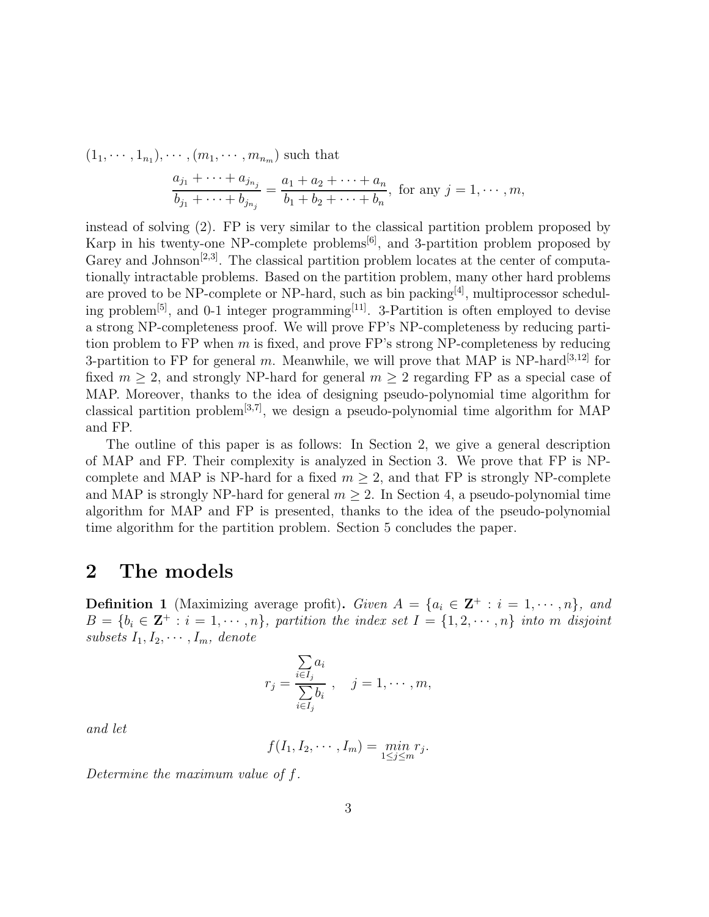$(1_1, \cdots, 1_{n_1}), \cdots, (m_1, \cdots, m_{n_m})$ such that

$$\frac{a_{j_1} + \cdots + a_{j_{n_j}}}{b_{j_1} + \cdots + b_{j_{n_j}}} = \frac{a_1 + a_2 + \cdots + a_n}{b_1 + b_2 + \cdots + b_n}, \text{ for any } j = 1, \cdots, m,$$

instead of solving (2). FP is very similar to the classical partition problem proposed by Karp in his twenty-one NP-complete problems[6], and 3-partition problem proposed by Garey and Johnson[2,3]. The classical partition problem locates at the center of computationally intractable problems. Based on the partition problem, many other hard problems are proved to be NP-complete or NP-hard, such as bin packing[4], multiprocessor scheduling problem[5], and 0-1 integer programming[11]. 3-Partition is often employed to devise a strong NP-completeness proof. We will prove FP's NP-completeness by reducing partition problem to FP when $m$ is fixed, and prove FP's strong NP-completeness by reducing 3-partition to FP for general $m$. Meanwhile, we will prove that MAP is NP-hard[3,12] for fixed $m \geq 2$, and strongly NP-hard for general $m \geq 2$ regarding FP as a special case of MAP. Moreover, thanks to the idea of designing pseudo-polynomial time algorithm for classical partition problem[3,7], we design a pseudo-polynomial time algorithm for MAP and FP.

The outline of this paper is as follows: In Section 2, we give a general description of MAP and FP. Their complexity is analyzed in Section 3. We prove that FP is NP-complete and MAP is NP-hard for a fixed $m \geq 2$, and that FP is strongly NP-complete and MAP is strongly NP-hard for general $m \geq 2$. In Section 4, a pseudo-polynomial time algorithm for MAP and FP is presented, thanks to the idea of the pseudo-polynomial time algorithm for the partition problem. Section 5 concludes the paper.

## 2 The models

**Definition 1** (Maximizing average profit)**.** *Given $A = \{a_i \in \mathbf{Z}^+ : i = 1, \cdots, n\}$, and $B = \{b_i \in \mathbf{Z}^+ : i = 1, \cdots, n\}$, partition the index set $I = \{1, 2, \cdots, n\}$ into $m$ disjoint subsets $I_1, I_2, \cdots, I_m$, denote*

$$r_j = \frac{\sum\limits_{i \in I_j} a_i}{\sum\limits_{i \in I_j} b_i}, \quad j = 1, \cdots, m,$$

*and let*

$$f(I_1, I_2, \cdots, I_m) = \min_{1 \leq j \leq m} r_j.$$

*Determine the maximum value of $f$.*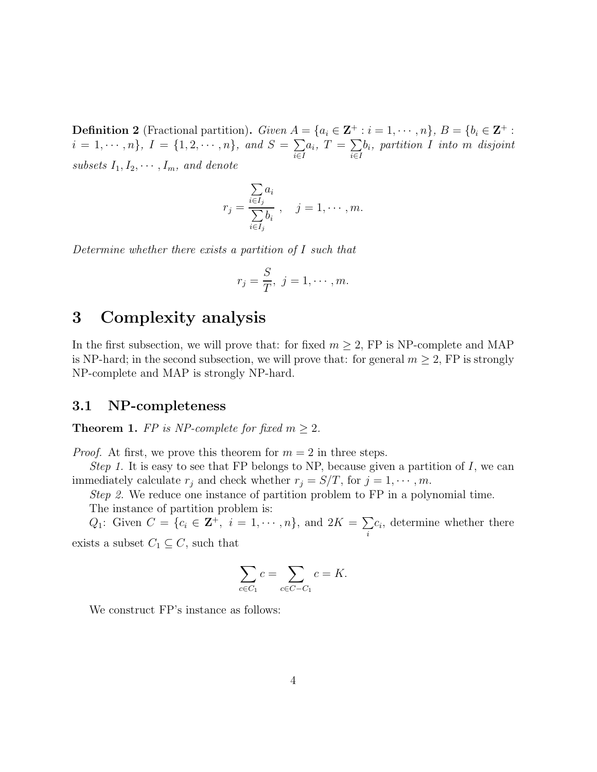**Definition 2** (Fractional partition)**.** *Given $A = \{a_i \in \mathbf{Z}^+ : i = 1, \cdots, n\}$, $B = \{b_i \in \mathbf{Z}^+ : i = 1, \cdots, n\}$, $I = \{1, 2, \cdots, n\}$, and $S = \sum_{i \in I} a_i$, $T = \sum_{i \in I} b_i$, partition $I$ into $m$ disjoint subsets $I_1, I_2, \cdots, I_m$, and denote*

$$r_j = \frac{\sum_{i \in I_j} a_i}{\sum_{i \in I_j} b_i}, \quad j = 1, \cdots, m.$$

*Determine whether there exists a partition of $I$ such that*

$$r_j = \frac{S}{T}, \ j = 1, \cdots, m.$$

# 3 Complexity analysis

In the first subsection, we will prove that: for fixed $m \geq 2$, FP is NP-complete and MAP is NP-hard; in the second subsection, we will prove that: for general $m \geq 2$, FP is strongly NP-complete and MAP is strongly NP-hard.

## 3.1 NP-completeness

**Theorem 1.** *FP is NP-complete for fixed $m \geq 2$.*

*Proof.* At first, we prove this theorem for $m = 2$ in three steps.

*Step 1.* It is easy to see that FP belongs to NP, because given a partition of $I$, we can immediately calculate $r_j$ and check whether $r_j = S/T$, for $j = 1, \cdots, m$.

*Step 2.* We reduce one instance of partition problem to FP in a polynomial time.

The instance of partition problem is:

$Q_1$: Given $C = \{c_i \in \mathbf{Z}^+, \ i = 1, \cdots, n\}$, and $2K = \sum_i c_i$, determine whether there exists a subset $C_1 \subseteq C$, such that

$$\sum_{c \in C_1} c = \sum_{c \in C - C_1} c = K.$$

We construct FP's instance as follows: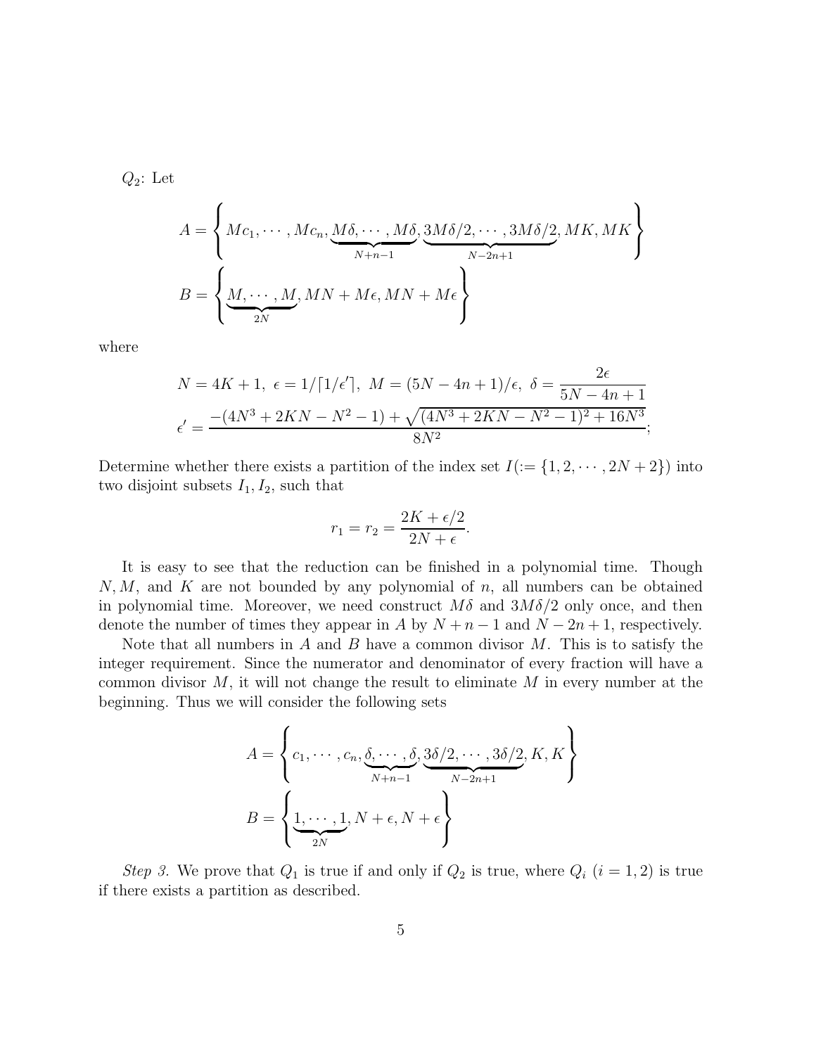$Q_2$: Let

$$A = \left\{ Mc_1, \cdots, Mc_n, \underbrace{M\delta, \cdots, M\delta}_{N+n-1}, \underbrace{3M\delta/2, \cdots, 3M\delta/2}_{N-2n+1}, MK, MK \right\}$$

$$B = \left\{ \underbrace{M, \cdots, M}_{2N}, MN + M\epsilon, MN + M\epsilon \right\}$$

where

$$N = 4K+1,\ \epsilon = 1/\lceil 1/\epsilon' \rceil,\ M = (5N - 4n + 1)/\epsilon,\ \delta = \frac{2\epsilon}{5N - 4n + 1}$$

$$\epsilon' = \frac{-(4N^3 + 2KN - N^2 - 1) + \sqrt{(4N^3 + 2KN - N^2 - 1)^2 + 16N^3}}{8N^2};$$

Determine whether there exists a partition of the index set $I (:= \{1, 2, \cdots, 2N+2\})$ into two disjoint subsets $I_1, I_2$, such that

$$r_1 = r_2 = \frac{2K + \epsilon/2}{2N + \epsilon}.$$

It is easy to see that the reduction can be finished in a polynomial time. Though $N, M$, and $K$ are not bounded by any polynomial of $n$, all numbers can be obtained in polynomial time. Moreover, we need construct $M\delta$ and $3M\delta/2$ only once, and then denote the number of times they appear in $A$ by $N+n-1$ and $N-2n+1$, respectively.

Note that all numbers in $A$ and $B$ have a common divisor $M$. This is to satisfy the integer requirement. Since the numerator and denominator of every fraction will have a common divisor $M$, it will not change the result to eliminate $M$ in every number at the beginning. Thus we will consider the following sets

$$A = \left\{ c_1, \cdots, c_n, \underbrace{\delta, \cdots, \delta}_{N+n-1}, \underbrace{3\delta/2, \cdots, 3\delta/2}_{N-2n+1}, K, K \right\}$$

$$B = \left\{ \underbrace{1, \cdots, 1}_{2N}, N + \epsilon, N + \epsilon \right\}$$

*Step 3.* We prove that $Q_1$ is true if and only if $Q_2$ is true, where $Q_i$ $(i = 1, 2)$ is true if there exists a partition as described.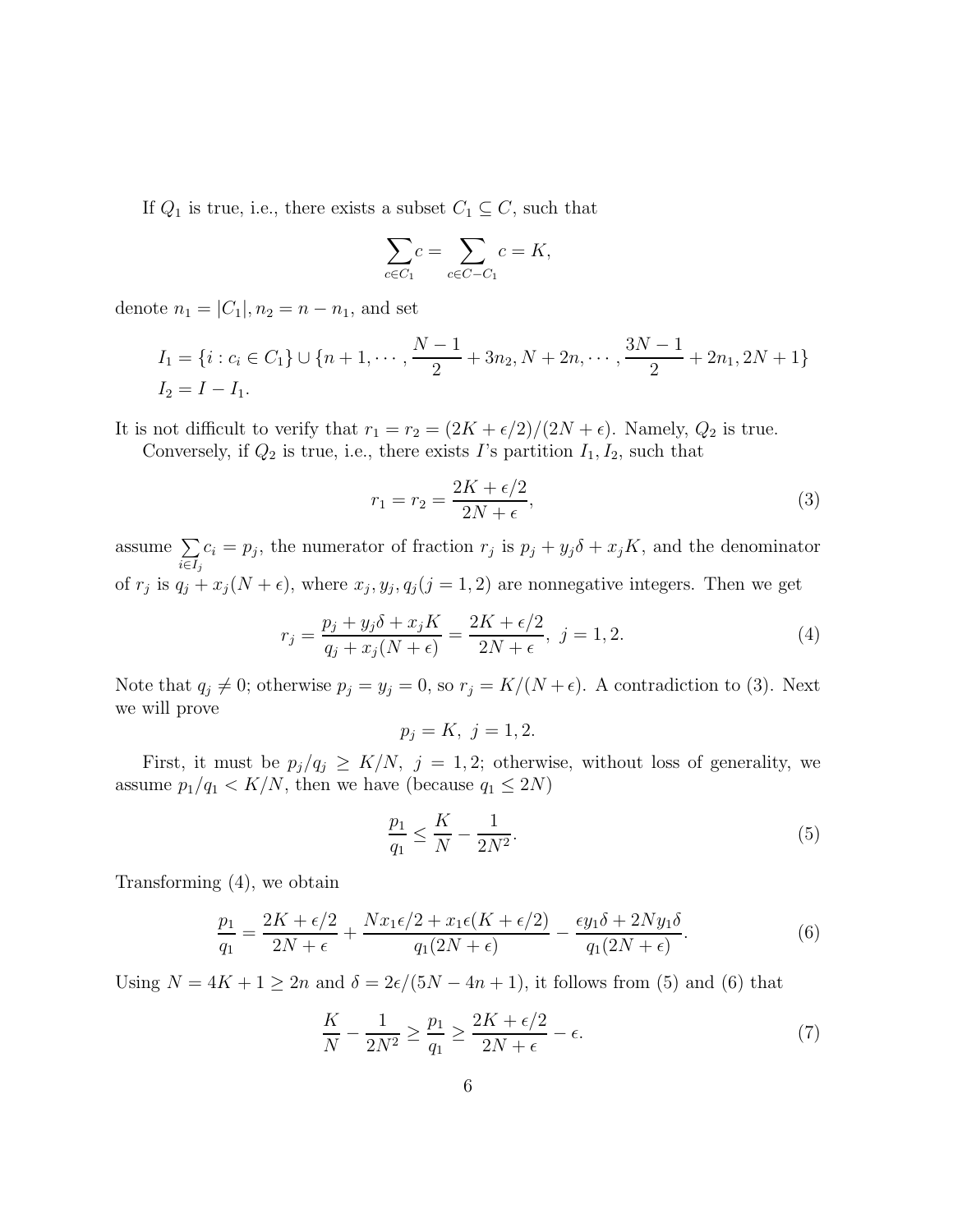If $Q_1$ is true, i.e., there exists a subset $C_1 \subseteq C$, such that

$$\sum_{c \in C_1} c = \sum_{c \in C - C_1} c = K,$$

denote $n_1 = |C_1|, n_2 = n - n_1$, and set

$$I_1 = \{i : c_i \in C_1\} \cup \{n+1, \cdots, \frac{N-1}{2} + 3n_2, N + 2n, \cdots, \frac{3N-1}{2} + 2n_1, 2N+1\}$$
$$I_2 = I - I_1.$$

It is not difficult to verify that $r_1 = r_2 = (2K + \epsilon/2)/(2N + \epsilon)$. Namely, $Q_2$ is true.

Conversely, if $Q_2$ is true, i.e., there exists $I$'s partition $I_1, I_2$, such that

$$r_1 = r_2 = \frac{2K + \epsilon/2}{2N + \epsilon}, \tag{3}$$

assume $\sum_{i \in I_j} c_i = p_j$, the numerator of fraction $r_j$ is $p_j + y_j\delta + x_j K$, and the denominator of $r_j$ is $q_j + x_j(N + \epsilon)$, where $x_j, y_j, q_j (j = 1, 2)$ are nonnegative integers. Then we get

$$r_j = \frac{p_j + y_j\delta + x_j K}{q_j + x_j(N + \epsilon)} = \frac{2K + \epsilon/2}{2N + \epsilon}, \ j = 1, 2. \tag{4}$$

Note that $q_j \neq 0$; otherwise $p_j = y_j = 0$, so $r_j = K/(N + \epsilon)$. A contradiction to (3). Next we will prove

$$p_j = K, \ j = 1, 2.$$

First, it must be $p_j/q_j \geq K/N, \ j = 1, 2$; otherwise, without loss of generality, we assume $p_1/q_1 < K/N$, then we have (because $q_1 \leq 2N$)

$$\frac{p_1}{q_1} \leq \frac{K}{N} - \frac{1}{2N^2}. \tag{5}$$

Transforming (4), we obtain

$$\frac{p_1}{q_1} = \frac{2K + \epsilon/2}{2N + \epsilon} + \frac{N x_1 \epsilon/2 + x_1\epsilon(K + \epsilon/2)}{q_1(2N + \epsilon)} - \frac{\epsilon y_1 \delta + 2N y_1 \delta}{q_1(2N + \epsilon)}. \tag{6}$$

Using $N = 4K + 1 \geq 2n$ and $\delta = 2\epsilon/(5N - 4n + 1)$, it follows from (5) and (6) that

$$\frac{K}{N} - \frac{1}{2N^2} \geq \frac{p_1}{q_1} \geq \frac{2K + \epsilon/2}{2N + \epsilon} - \epsilon. \tag{7}$$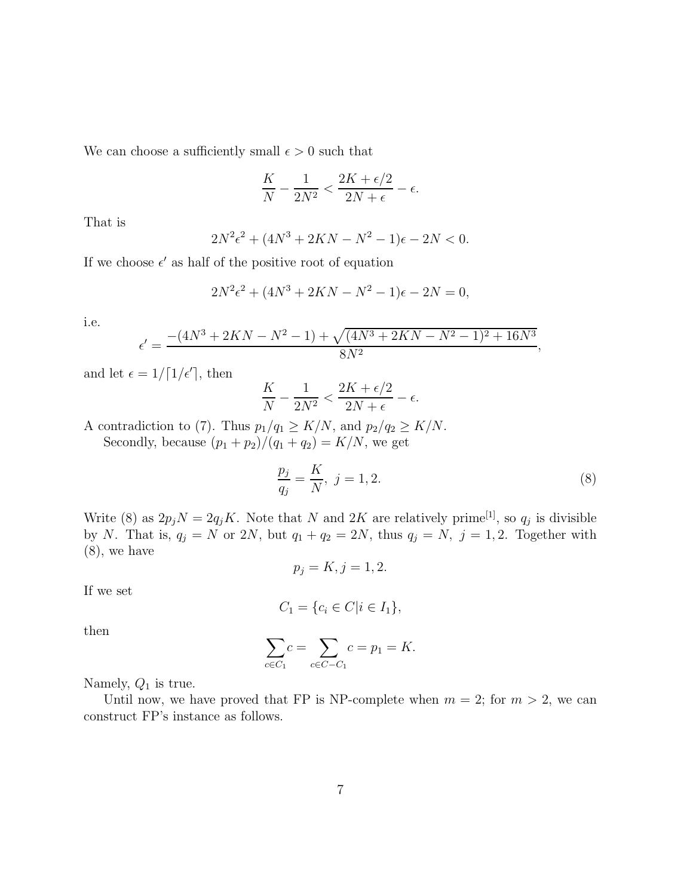We can choose a sufficiently small $\epsilon > 0$ such that

$$\frac{K}{N} - \frac{1}{2N^2} < \frac{2K + \epsilon/2}{2N + \epsilon} - \epsilon.$$

That is

$$2N^2\epsilon^2 + (4N^3 + 2KN - N^2 - 1)\epsilon - 2N < 0.$$

If we choose $\epsilon'$ as half of the positive root of equation

$$2N^2\epsilon^2 + (4N^3 + 2KN - N^2 - 1)\epsilon - 2N = 0,$$

i.e.

$$\epsilon' = \frac{-(4N^3 + 2KN - N^2 - 1) + \sqrt{(4N^3 + 2KN - N^2 - 1)^2 + 16N^3}}{8N^2},$$

and let $\epsilon = 1/\lceil 1/\epsilon' \rceil$, then

$$\frac{K}{N} - \frac{1}{2N^2} < \frac{2K + \epsilon/2}{2N + \epsilon} - \epsilon.$$

A contradiction to (7). Thus $p_1/q_1 \geq K/N$, and $p_2/q_2 \geq K/N$.

Secondly, because $(p_1 + p_2)/(q_1 + q_2) = K/N$, we get

$$\frac{p_j}{q_j} = \frac{K}{N}, \ j = 1, 2. \tag{8}$$

Write (8) as $2p_jN = 2q_jK$. Note that $N$ and $2K$ are relatively prime[1], so $q_j$ is divisible by $N$. That is, $q_j = N$ or $2N$, but $q_1 + q_2 = 2N$, thus $q_j = N, \ j = 1, 2$. Together with (8), we have

$$p_j = K, j = 1, 2.$$

If we set

$$C_1 = \{c_i \in C | i \in I_1\},$$

then

$$\sum_{c \in C_1} c = \sum_{c \in C - C_1} c = p_1 = K.$$

Namely, $Q_1$ is true.

Until now, we have proved that FP is NP-complete when $m = 2$; for $m > 2$, we can construct FP's instance as follows.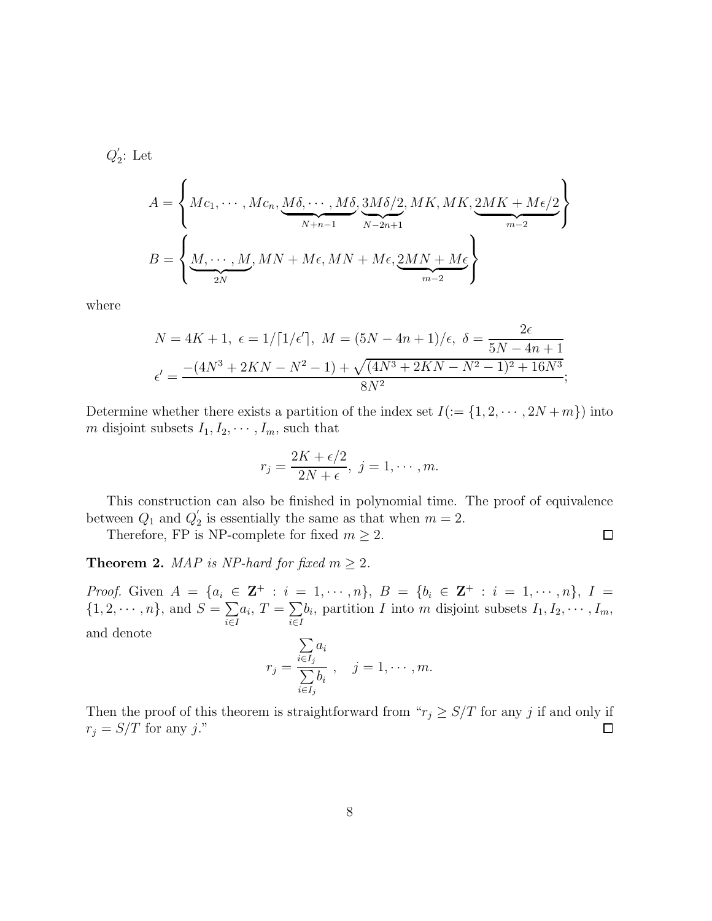$Q_2^{'}$: Let

$$A = \left\{ Mc_1, \cdots, Mc_n, \underbrace{M\delta, \cdots, M\delta}_{N+n-1}, \underbrace{3M\delta/2}_{N-2n+1}, MK, MK, \underbrace{2MK + M\epsilon/2}_{m-2} \right\}$$

$$B = \left\{ \underbrace{M, \cdots, M}_{2N}, MN + M\epsilon, MN + M\epsilon, \underbrace{2MN + M\epsilon}_{m-2} \right\}$$

where

$$N = 4K + 1,\ \epsilon = 1/\lceil 1/\epsilon' \rceil,\ M = (5N - 4n + 1)/\epsilon,\ \delta = \frac{2\epsilon}{5N - 4n + 1}$$

$$\epsilon' = \frac{-(4N^3 + 2KN - N^2 - 1) + \sqrt{(4N^3 + 2KN - N^2 - 1)^2 + 16N^3}}{8N^2};$$

Determine whether there exists a partition of the index set $I(:= \{1, 2, \cdots, 2N + m\})$ into $m$ disjoint subsets $I_1, I_2, \cdots, I_m$, such that

$$r_j = \frac{2K + \epsilon/2}{2N + \epsilon},\ j = 1, \cdots, m.$$

This construction can also be finished in polynomial time. The proof of equivalence between $Q_1$ and $Q_2^{'}$ is essentially the same as that when $m = 2$.

Therefore, FP is NP-complete for fixed $m \geq 2$. □

**Theorem 2.** *MAP is NP-hard for fixed $m \geq 2$.*

*Proof.* Given $A = \{a_i \in \mathbf{Z}^+ : i = 1, \cdots, n\}$, $B = \{b_i \in \mathbf{Z}^+ : i = 1, \cdots, n\}$, $I = \{1, 2, \cdots, n\}$, and $S = \sum_{i \in I} a_i$, $T = \sum_{i \in I} b_i$, partition $I$ into $m$ disjoint subsets $I_1, I_2, \cdots, I_m$, and denote

$$r_j = \frac{\sum_{i \in I_j} a_i}{\sum_{i \in I_j} b_i}, \quad j = 1, \cdots, m.$$

Then the proof of this theorem is straightforward from "$r_j \geq S/T$ for any $j$ if and only if $r_j = S/T$ for any $j$." □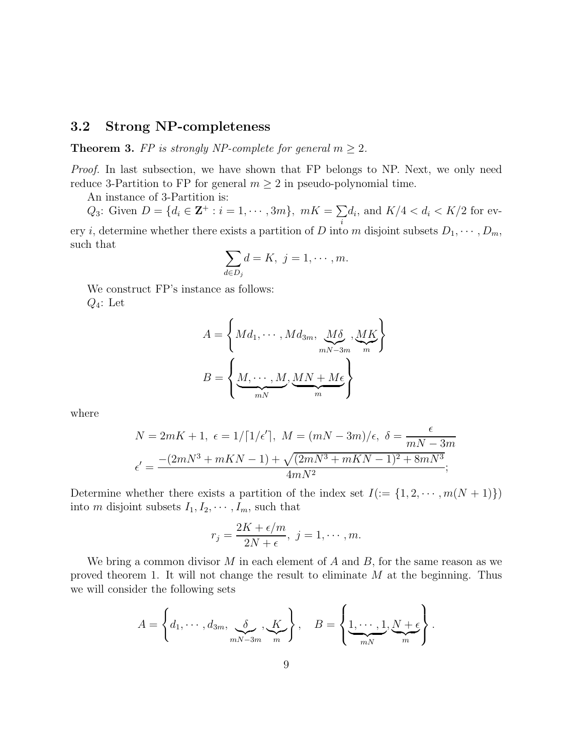### 3.2 Strong NP-completeness

**Theorem 3.** *FP is strongly NP-complete for general $m \geq 2$.*

*Proof.* In last subsection, we have shown that FP belongs to NP. Next, we only need reduce 3-Partition to FP for general $m \geq 2$ in pseudo-polynomial time.

An instance of 3-Partition is:

$Q_3$: Given $D = \{d_i \in \mathbf{Z}^+ : i = 1, \cdots, 3m\}$, $mK = \sum_i d_i$, and $K/4 < d_i < K/2$ for every $i$, determine whether there exists a partition of $D$ into $m$ disjoint subsets $D_1, \cdots, D_m$, such that

$$\sum_{d \in D_j} d = K, \; j = 1, \cdots, m.$$

We construct FP's instance as follows:

$Q_4$: Let

$$A = \left\{ Md_1, \cdots, Md_{3m}, \underbrace{M\delta}_{mN-3m}, \underbrace{MK}_{m} \right\}$$

$$B = \left\{ \underbrace{M, \cdots, M}_{mN}, \underbrace{MN + M\epsilon}_{m} \right\}$$

where

$$N = 2mK + 1, \; \epsilon = 1/\lceil 1/\epsilon' \rceil, \; M = (mN - 3m)/\epsilon, \; \delta = \frac{\epsilon}{mN - 3m}$$

$$\epsilon' = \frac{-(2mN^3 + mKN - 1) + \sqrt{(2mN^3 + mKN - 1)^2 + 8mN^3}}{4mN^2};$$

Determine whether there exists a partition of the index set $I (:= \{1, 2, \cdots, m(N+1)\})$ into $m$ disjoint subsets $I_1, I_2, \cdots, I_m$, such that

$$r_j = \frac{2K + \epsilon/m}{2N + \epsilon}, \; j = 1, \cdots, m.$$

We bring a common divisor $M$ in each element of $A$ and $B$, for the same reason as we proved theorem 1. It will not change the result to eliminate $M$ at the beginning. Thus we will consider the following sets

$$A = \left\{ d_1, \cdots, d_{3m}, \underbrace{\delta}_{mN-3m}, \underbrace{K}_{m} \right\}, \quad B = \left\{ \underbrace{1, \cdots, 1}_{mN}, \underbrace{N + \epsilon}_{m} \right\}.$$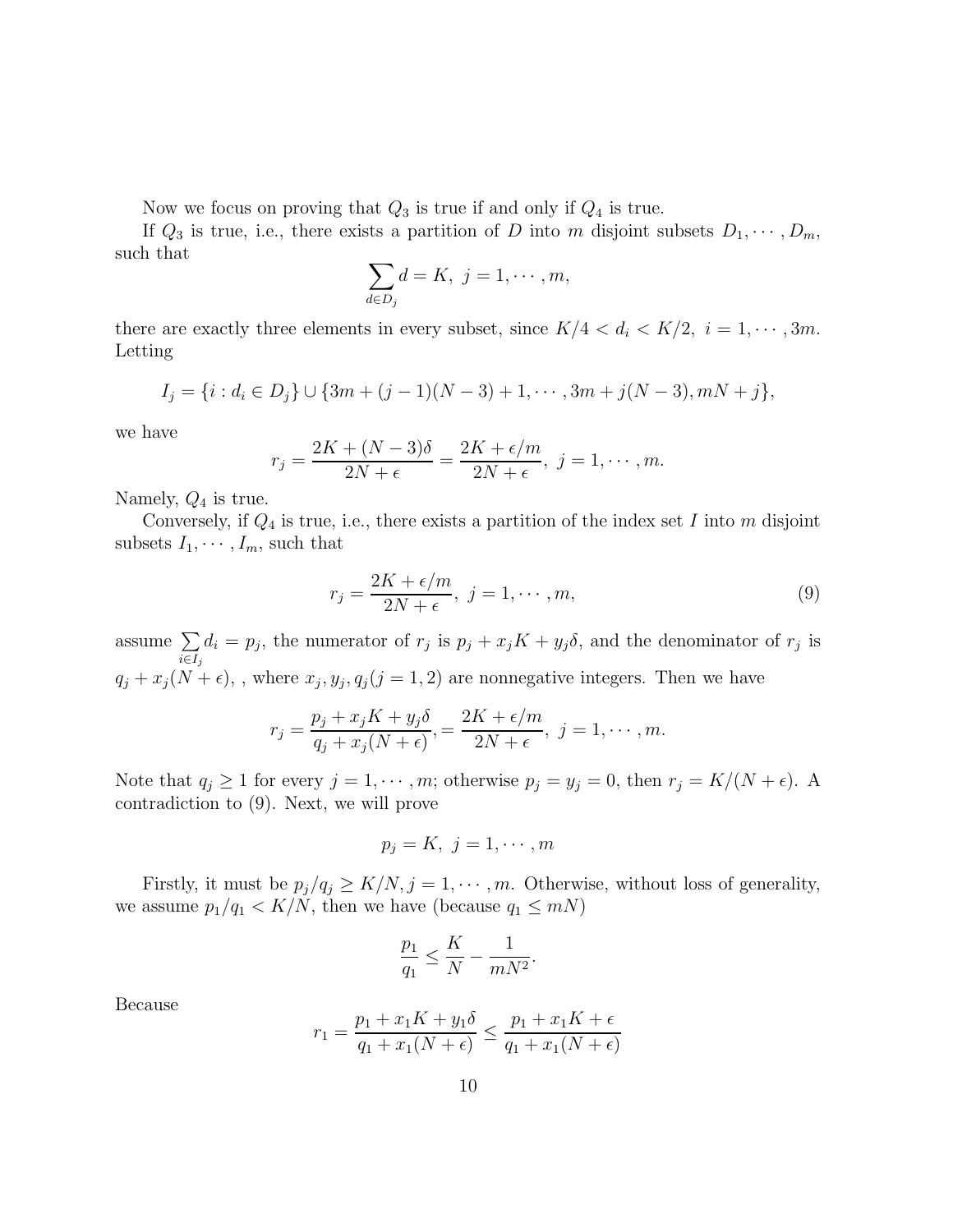Now we focus on proving that $Q_3$ is true if and only if $Q_4$ is true.

If $Q_3$ is true, i.e., there exists a partition of $D$ into $m$ disjoint subsets $D_1, \cdots, D_m$, such that

$$\sum_{d \in D_j} d = K, \; j = 1, \cdots, m,$$

there are exactly three elements in every subset, since $K/4 < d_i < K/2, \; i = 1, \cdots, 3m$. Letting

$$I_j = \{i : d_i \in D_j\} \cup \{3m + (j-1)(N-3) + 1, \cdots, 3m + j(N-3), mN + j\},$$

we have

$$r_j = \frac{2K + (N-3)\delta}{2N + \epsilon} = \frac{2K + \epsilon/m}{2N + \epsilon}, \; j = 1, \cdots, m.$$

Namely, $Q_4$ is true.

Conversely, if $Q_4$ is true, i.e., there exists a partition of the index set $I$ into $m$ disjoint subsets $I_1, \cdots, I_m$, such that

$$r_j = \frac{2K + \epsilon/m}{2N + \epsilon}, \; j = 1, \cdots, m, \tag{9}$$

assume $\sum_{i \in I_j} d_i = p_j$, the numerator of $r_j$ is $p_j + x_j K + y_j \delta$, and the denominator of $r_j$ is $q_j + x_j(N + \epsilon)$, , where $x_j, y_j, q_j (j = 1, 2)$ are nonnegative integers. Then we have

$$r_j = \frac{p_j + x_j K + y_j \delta}{q_j + x_j(N + \epsilon)}, = \frac{2K + \epsilon/m}{2N + \epsilon}, \; j = 1, \cdots, m.$$

Note that $q_j \geq 1$ for every $j = 1, \cdots, m$; otherwise $p_j = y_j = 0$, then $r_j = K/(N + \epsilon)$. A contradiction to (9). Next, we will prove

$$p_j = K, \; j = 1, \cdots, m$$

Firstly, it must be $p_j/q_j \geq K/N, j = 1, \cdots, m$. Otherwise, without loss of generality, we assume $p_1/q_1 < K/N$, then we have (because $q_1 \leq mN$)

$$\frac{p_1}{q_1} \leq \frac{K}{N} - \frac{1}{mN^2}.$$

Because

$$r_1 = \frac{p_1 + x_1 K + y_1 \delta}{q_1 + x_1(N + \epsilon)} \leq \frac{p_1 + x_1 K + \epsilon}{q_1 + x_1(N + \epsilon)}$$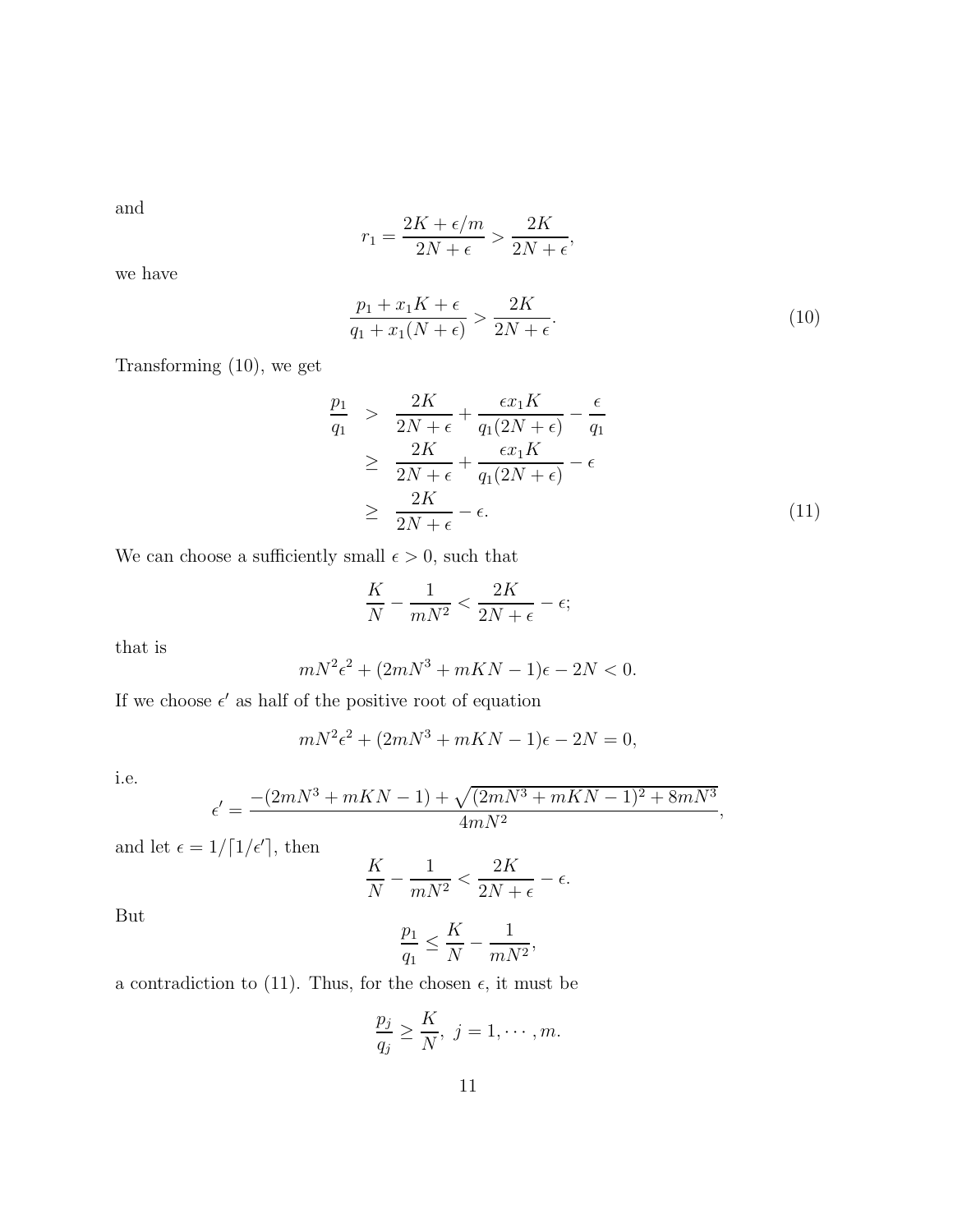and

$$r_1 = \frac{2K + \epsilon/m}{2N + \epsilon} > \frac{2K}{2N + \epsilon},$$

we have

$$\frac{p_1 + x_1 K + \epsilon}{q_1 + x_1(N + \epsilon)} > \frac{2K}{2N + \epsilon}. \tag{10}$$

Transforming (10), we get

$$\begin{aligned}
\frac{p_1}{q_1} &> \frac{2K}{2N + \epsilon} + \frac{\epsilon x_1 K}{q_1(2N + \epsilon)} - \frac{\epsilon}{q_1} \\
&\geq \frac{2K}{2N + \epsilon} + \frac{\epsilon x_1 K}{q_1(2N + \epsilon)} - \epsilon \\
&\geq \frac{2K}{2N + \epsilon} - \epsilon.
\end{aligned} \tag{11}$$

We can choose a sufficiently small $\epsilon > 0$, such that

$$\frac{K}{N} - \frac{1}{mN^2} < \frac{2K}{2N + \epsilon} - \epsilon;$$

that is

$$mN^2\epsilon^2 + (2mN^3 + mKN - 1)\epsilon - 2N < 0.$$

If we choose $\epsilon'$ as half of the positive root of equation

$$mN^2\epsilon^2 + (2mN^3 + mKN - 1)\epsilon - 2N = 0,$$

i.e.

$$\epsilon' = \frac{-(2mN^3 + mKN - 1) + \sqrt{(2mN^3 + mKN - 1)^2 + 8mN^3}}{4mN^2},$$

and let $\epsilon = 1/\lceil 1/\epsilon' \rceil$, then

$$\frac{K}{N} - \frac{1}{mN^2} < \frac{2K}{2N + \epsilon} - \epsilon.$$

But

$$\frac{p_1}{q_1} \leq \frac{K}{N} - \frac{1}{mN^2},$$

a contradiction to (11). Thus, for the chosen $\epsilon$, it must be

$$\frac{p_j}{q_j} \geq \frac{K}{N}, \ j = 1, \cdots, m.$$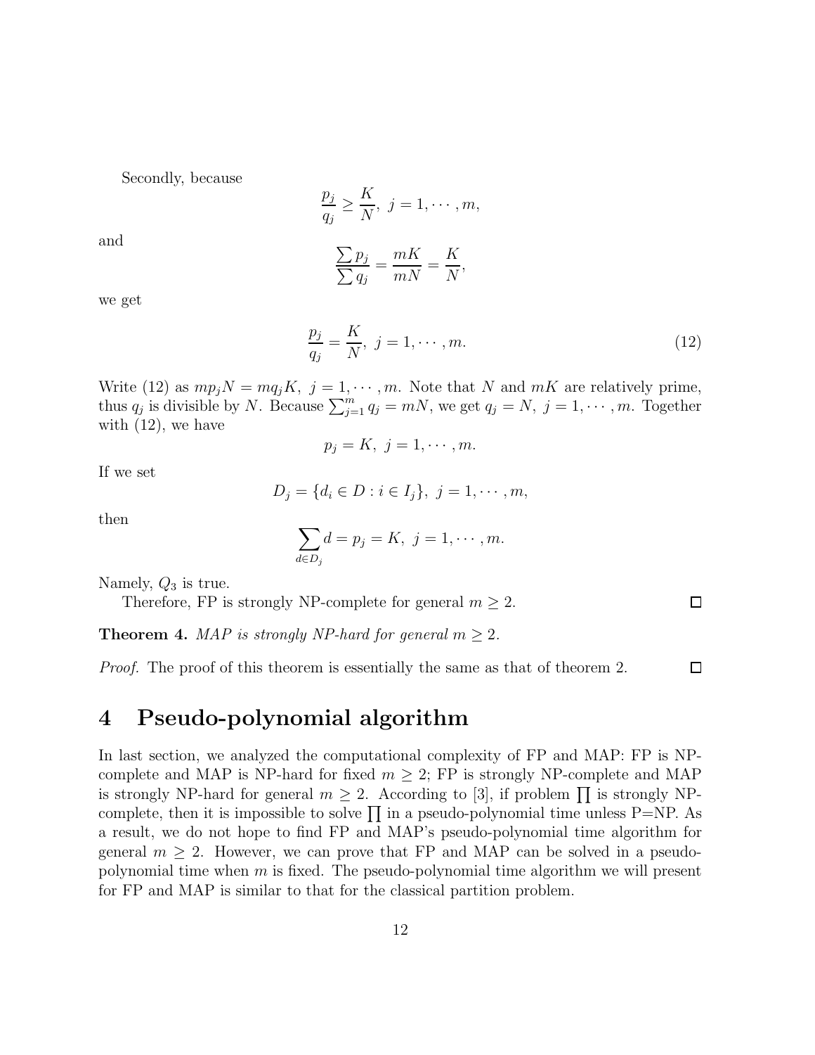Secondly, because

$$\frac{p_j}{q_j} \geq \frac{K}{N},\ j = 1, \cdots, m,$$

and

$$\frac{\sum p_j}{\sum q_j} = \frac{mK}{mN} = \frac{K}{N},$$

we get

$$\frac{p_j}{q_j} = \frac{K}{N},\ j = 1, \cdots, m. \tag{12}$$

Write (12) as $mp_jN = mq_jK,\ j = 1, \cdots, m$. Note that $N$ and $mK$ are relatively prime, thus $q_j$ is divisible by $N$. Because $\sum_{j=1}^{m} q_j = mN$, we get $q_j = N,\ j = 1, \cdots, m$. Together with (12), we have

$$p_j = K,\ j = 1, \cdots, m.$$

If we set

$$D_j = \{d_i \in D : i \in I_j\},\ j = 1, \cdots, m,$$

then

$$\sum_{d \in D_j} d = p_j = K,\ j = 1, \cdots, m.$$

Namely, $Q_3$ is true.

Therefore, FP is strongly NP-complete for general $m \geq 2$. □

**Theorem 4.** *MAP is strongly NP-hard for general $m \geq 2$.*

*Proof.* The proof of this theorem is essentially the same as that of theorem 2. □

# 4 Pseudo-polynomial algorithm

In last section, we analyzed the computational complexity of FP and MAP: FP is NP-complete and MAP is NP-hard for fixed $m \geq 2$; FP is strongly NP-complete and MAP is strongly NP-hard for general $m \geq 2$. According to [3], if problem $\prod$ is strongly NP-complete, then it is impossible to solve $\prod$ in a pseudo-polynomial time unless P=NP. As a result, we do not hope to find FP and MAP's pseudo-polynomial time algorithm for general $m \geq 2$. However, we can prove that FP and MAP can be solved in a pseudo-polynomial time when $m$ is fixed. The pseudo-polynomial time algorithm we will present for FP and MAP is similar to that for the classical partition problem.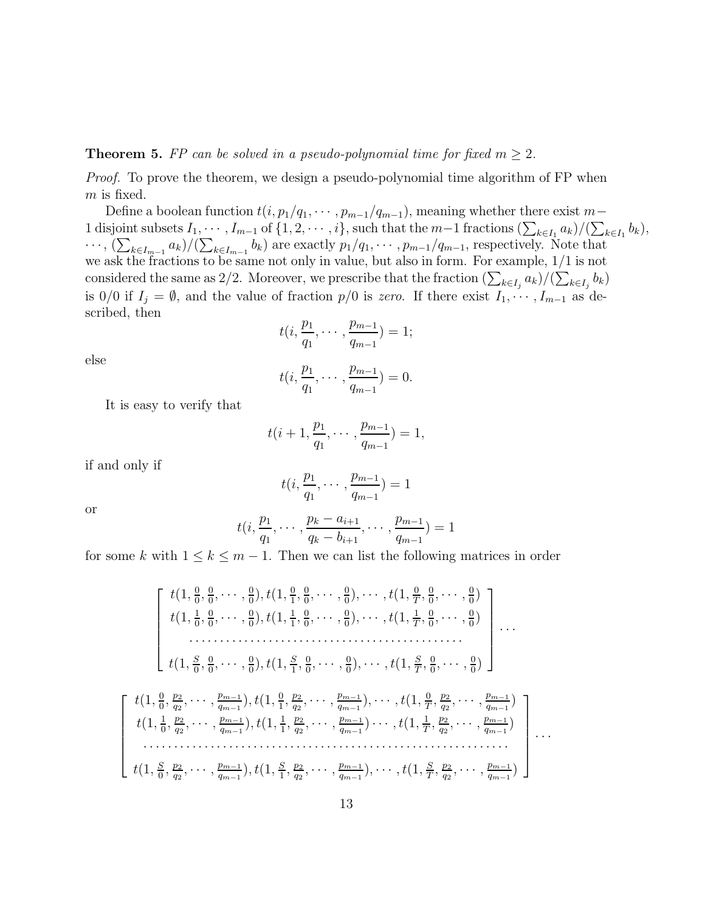**Theorem 5.** *FP can be solved in a pseudo-polynomial time for fixed $m \geq 2$.*

*Proof.* To prove the theorem, we design a pseudo-polynomial time algorithm of FP when $m$ is fixed.

Define a boolean function $t(i, p_1/q_1, \cdots, p_{m-1}/q_{m-1})$, meaning whether there exist $m-1$ disjoint subsets $I_1, \cdots, I_{m-1}$ of $\{1, 2, \cdots, i\}$, such that the $m-1$ fractions $(\sum_{k \in I_1} a_k)/(\sum_{k \in I_1} b_k)$, $\cdots$, $(\sum_{k \in I_{m-1}} a_k)/(\sum_{k \in I_{m-1}} b_k)$ are exactly $p_1/q_1, \cdots, p_{m-1}/q_{m-1}$, respectively. Note that we ask the fractions to be same not only in value, but also in form. For example, $1/1$ is not considered the same as $2/2$. Moreover, we prescribe that the fraction $(\sum_{k \in I_j} a_k)/(\sum_{k \in I_j} b_k)$ is $0/0$ if $I_j = \emptyset$, and the value of fraction $p/0$ is *zero*. If there exist $I_1, \cdots, I_{m-1}$ as described, then

$$t(i, \frac{p_1}{q_1}, \cdots, \frac{p_{m-1}}{q_{m-1}}) = 1;$$

else

$$t(i, \frac{p_1}{q_1}, \cdots, \frac{p_{m-1}}{q_{m-1}}) = 0.$$

It is easy to verify that

$$t(i+1, \frac{p_1}{q_1}, \cdots, \frac{p_{m-1}}{q_{m-1}}) = 1,$$

if and only if

$$t(i, \frac{p_1}{q_1}, \cdots, \frac{p_{m-1}}{q_{m-1}}) = 1$$

or

$$t(i, \frac{p_1}{q_1}, \cdots, \frac{p_k - a_{i+1}}{q_k - b_{i+1}}, \cdots, \frac{p_{m-1}}{q_{m-1}}) = 1$$

for some $k$ with $1 \leq k \leq m-1$. Then we can list the following matrices in order

$$\begin{bmatrix} t(1, \frac{0}{0}, \frac{0}{0}, \cdots, \frac{0}{0}), t(1, \frac{0}{1}, \frac{0}{0}, \cdots, \frac{0}{0}), \cdots, t(1, \frac{0}{T}, \frac{0}{0}, \cdots, \frac{0}{0}) \\ t(1, \frac{1}{0}, \frac{0}{0}, \cdots, \frac{0}{0}), t(1, \frac{1}{1}, \frac{0}{0}, \cdots, \frac{0}{0}), \cdots, t(1, \frac{1}{T}, \frac{0}{0}, \cdots, \frac{0}{0}) \\ \cdots\cdots\cdots\cdots\cdots\cdots\cdots\cdots\cdots\cdots\cdots\cdots \\ t(1, \frac{S}{0}, \frac{0}{0}, \cdots, \frac{0}{0}), t(1, \frac{S}{1}, \frac{0}{0}, \cdots, \frac{0}{0}), \cdots, t(1, \frac{S}{T}, \frac{0}{0}, \cdots, \frac{0}{0}) \end{bmatrix} \cdots$$

$$\begin{bmatrix} t(1, \frac{0}{0}, \frac{p_2}{q_2}, \cdots, \frac{p_{m-1}}{q_{m-1}}), t(1, \frac{0}{1}, \frac{p_2}{q_2}, \cdots, \frac{p_{m-1}}{q_{m-1}}), \cdots, t(1, \frac{0}{T}, \frac{p_2}{q_2}, \cdots, \frac{p_{m-1}}{q_{m-1}}) \\ t(1, \frac{1}{0}, \frac{p_2}{q_2}, \cdots, \frac{p_{m-1}}{q_{m-1}}), t(1, \frac{1}{1}, \frac{p_2}{q_2}, \cdots, \frac{p_{m-1}}{q_{m-1}}) \cdots, t(1, \frac{1}{T}, \frac{p_2}{q_2}, \cdots, \frac{p_{m-1}}{q_{m-1}}) \\ \cdots\cdots\cdots\cdots\cdots\cdots\cdots\cdots\cdots\cdots\cdots\cdots\cdots\cdots\cdots\cdots \\ t(1, \frac{S}{0}, \frac{p_2}{q_2}, \cdots, \frac{p_{m-1}}{q_{m-1}}), t(1, \frac{S}{1}, \frac{p_2}{q_2}, \cdots, \frac{p_{m-1}}{q_{m-1}}), \cdots, t(1, \frac{S}{T}, \frac{p_2}{q_2}, \cdots, \frac{p_{m-1}}{q_{m-1}}) \end{bmatrix} \cdots$$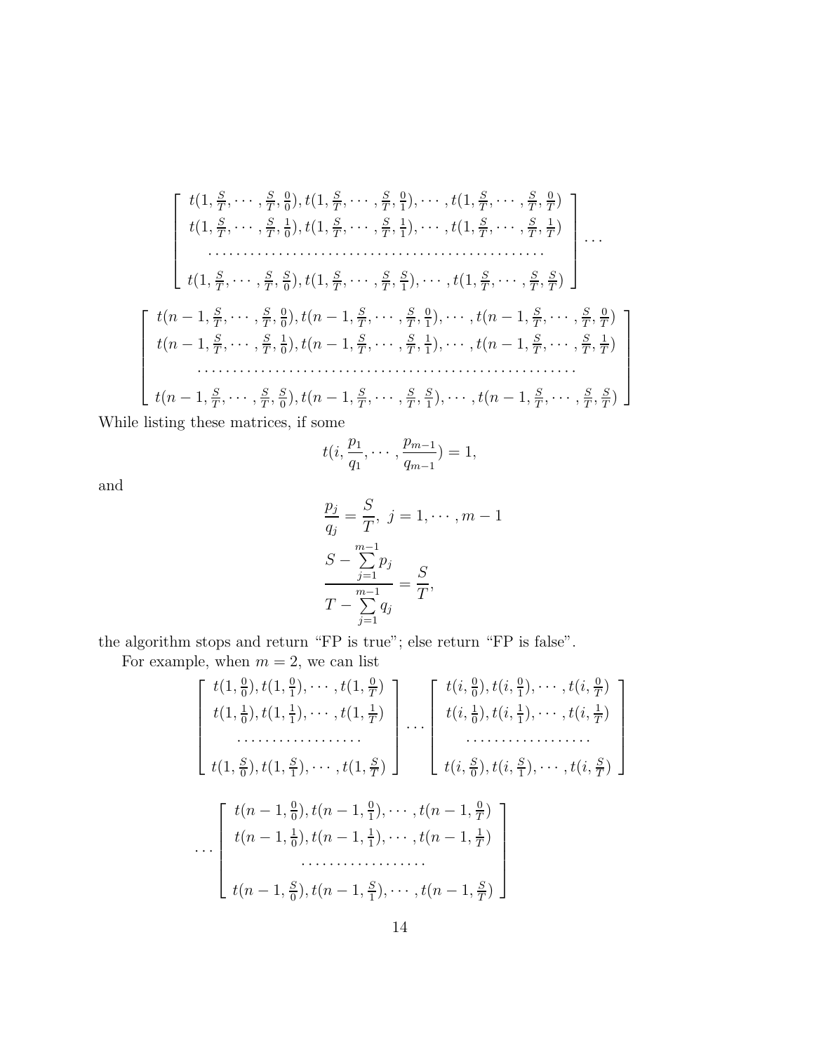$$\begin{bmatrix} t(1,\frac{S}{T},\cdots,\frac{S}{T},\frac{0}{0}),t(1,\frac{S}{T},\cdots,\frac{S}{T},\frac{0}{1}),\cdots,t(1,\frac{S}{T},\cdots,\frac{S}{T},\frac{0}{T}) \\ t(1,\frac{S}{T},\cdots,\frac{S}{T},\frac{1}{0}),t(1,\frac{S}{T},\cdots,\frac{S}{T},\frac{1}{1}),\cdots,t(1,\frac{S}{T},\cdots,\frac{S}{T},\frac{1}{T}) \\ \cdots\cdots\cdots\cdots\cdots\cdots\cdots\cdots\cdots\cdots\cdots\cdots\cdots\cdots\cdots \\ t(1,\frac{S}{T},\cdots,\frac{S}{T},\frac{S}{0}),t(1,\frac{S}{T},\cdots,\frac{S}{T},\frac{S}{1}),\cdots,t(1,\frac{S}{T},\cdots,\frac{S}{T},\frac{S}{T}) \end{bmatrix}\cdots$$

$$\begin{bmatrix} t(n-1,\frac{S}{T},\cdots,\frac{S}{T},\frac{0}{0}),t(n-1,\frac{S}{T},\cdots,\frac{S}{T},\frac{0}{1}),\cdots,t(n-1,\frac{S}{T},\cdots,\frac{S}{T},\frac{0}{T}) \\ t(n-1,\frac{S}{T},\cdots,\frac{S}{T},\frac{1}{0}),t(n-1,\frac{S}{T},\cdots,\frac{S}{T},\frac{1}{1}),\cdots,t(n-1,\frac{S}{T},\cdots,\frac{S}{T},\frac{1}{T}) \\ \cdots\cdots\cdots\cdots\cdots\cdots\cdots\cdots\cdots\cdots\cdots\cdots\cdots\cdots\cdots\cdots\cdots \\ t(n-1,\frac{S}{T},\cdots,\frac{S}{T},\frac{S}{0}),t(n-1,\frac{S}{T},\cdots,\frac{S}{T},\frac{S}{1}),\cdots,t(n-1,\frac{S}{T},\cdots,\frac{S}{T},\frac{S}{T}) \end{bmatrix}$$

While listing these matrices, if some

$$t(i,\frac{p_1}{q_1},\cdots,\frac{p_{m-1}}{q_{m-1}})=1,$$

and

$$\frac{p_j}{q_j}=\frac{S}{T},\ j=1,\cdots,m-1$$

$$\frac{S-\sum\limits_{j=1}^{m-1}p_j}{T-\sum\limits_{j=1}^{m-1}q_j}=\frac{S}{T},$$

the algorithm stops and return "FP is true"; else return "FP is false".

For example, when $m=2$, we can list

$$\begin{bmatrix} t(1,\frac{0}{0}),t(1,\frac{0}{1}),\cdots,t(1,\frac{0}{T}) \\ t(1,\frac{1}{0}),t(1,\frac{1}{1}),\cdots,t(1,\frac{1}{T}) \\ \cdots\cdots\cdots\cdots\cdots\cdots \\ t(1,\frac{S}{0}),t(1,\frac{S}{1}),\cdots,t(1,\frac{S}{T}) \end{bmatrix}\cdots\begin{bmatrix} t(i,\frac{0}{0}),t(i,\frac{0}{1}),\cdots,t(i,\frac{0}{T}) \\ t(i,\frac{1}{0}),t(i,\frac{1}{1}),\cdots,t(i,\frac{1}{T}) \\ \cdots\cdots\cdots\cdots\cdots\cdots \\ t(i,\frac{S}{0}),t(i,\frac{S}{1}),\cdots,t(i,\frac{S}{T}) \end{bmatrix}$$

$$\cdots\begin{bmatrix} t(n-1,\frac{0}{0}),t(n-1,\frac{0}{1}),\cdots,t(n-1,\frac{0}{T}) \\ t(n-1,\frac{1}{0}),t(n-1,\frac{1}{1}),\cdots,t(n-1,\frac{1}{T}) \\ \cdots\cdots\cdots\cdots\cdots\cdots \\ t(n-1,\frac{S}{0}),t(n-1,\frac{S}{1}),\cdots,t(n-1,\frac{S}{T}) \end{bmatrix}$$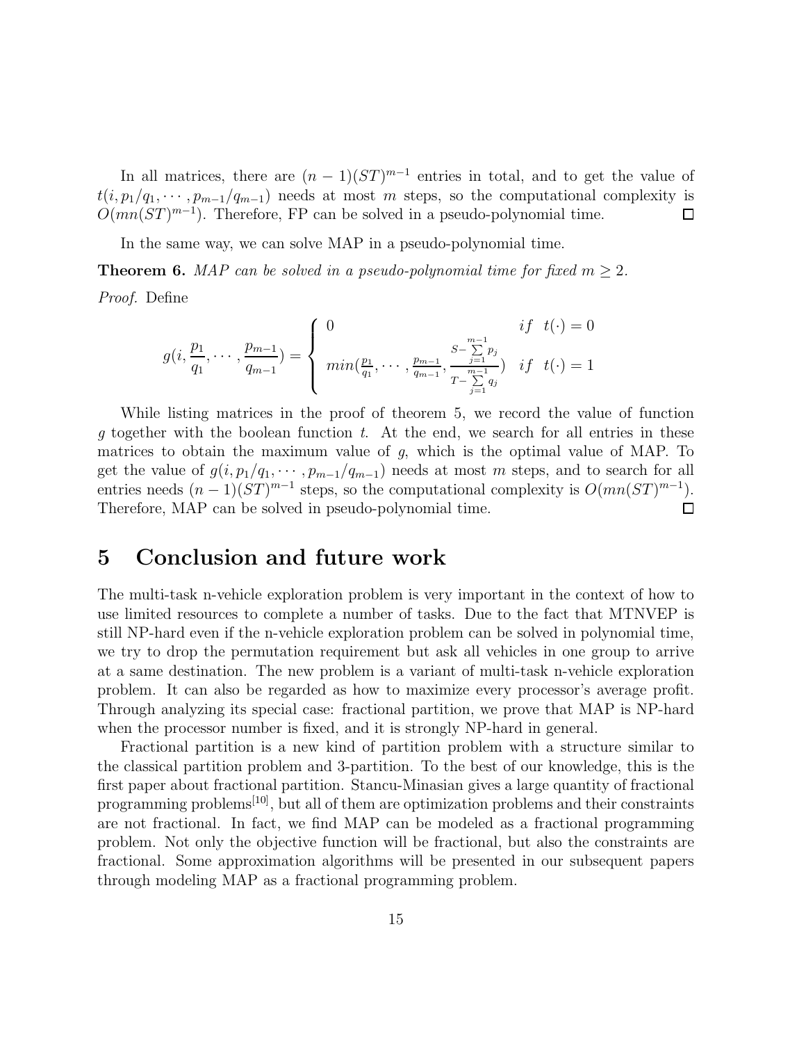In all matrices, there are $(n-1)(ST)^{m-1}$ entries in total, and to get the value of $t(i, p_1/q_1, \cdots, p_{m-1}/q_{m-1})$ needs at most $m$ steps, so the computational complexity is $O(mn(ST)^{m-1})$. Therefore, FP can be solved in a pseudo-polynomial time. □

In the same way, we can solve MAP in a pseudo-polynomial time.

**Theorem 6.** *MAP can be solved in a pseudo-polynomial time for fixed $m \geq 2$.*

*Proof.* Define

$$
g(i, \frac{p_1}{q_1}, \cdots, \frac{p_{m-1}}{q_{m-1}}) = \begin{cases} 0 & if \quad t(\cdot) = 0 \\ min(\frac{p_1}{q_1}, \cdots, \frac{p_{m-1}}{q_{m-1}}, \frac{S - \sum_{j=1}^{m-1} p_j}{T - \sum_{j=1}^{m-1} q_j}) & if \quad t(\cdot) = 1 \end{cases}
$$

While listing matrices in the proof of theorem 5, we record the value of function $g$ together with the boolean function $t$. At the end, we search for all entries in these matrices to obtain the maximum value of $g$, which is the optimal value of MAP. To get the value of $g(i, p_1/q_1, \cdots, p_{m-1}/q_{m-1})$ needs at most $m$ steps, and to search for all entries needs $(n-1)(ST)^{m-1}$ steps, so the computational complexity is $O(mn(ST)^{m-1})$. Therefore, MAP can be solved in pseudo-polynomial time. □

# 5 Conclusion and future work

The multi-task n-vehicle exploration problem is very important in the context of how to use limited resources to complete a number of tasks. Due to the fact that MTNVEP is still NP-hard even if the n-vehicle exploration problem can be solved in polynomial time, we try to drop the permutation requirement but ask all vehicles in one group to arrive at a same destination. The new problem is a variant of multi-task n-vehicle exploration problem. It can also be regarded as how to maximize every processor's average profit. Through analyzing its special case: fractional partition, we prove that MAP is NP-hard when the processor number is fixed, and it is strongly NP-hard in general.

Fractional partition is a new kind of partition problem with a structure similar to the classical partition problem and 3-partition. To the best of our knowledge, this is the first paper about fractional partition. Stancu-Minasian gives a large quantity of fractional programming problems[10], but all of them are optimization problems and their constraints are not fractional. In fact, we find MAP can be modeled as a fractional programming problem. Not only the objective function will be fractional, but also the constraints are fractional. Some approximation algorithms will be presented in our subsequent papers through modeling MAP as a fractional programming problem.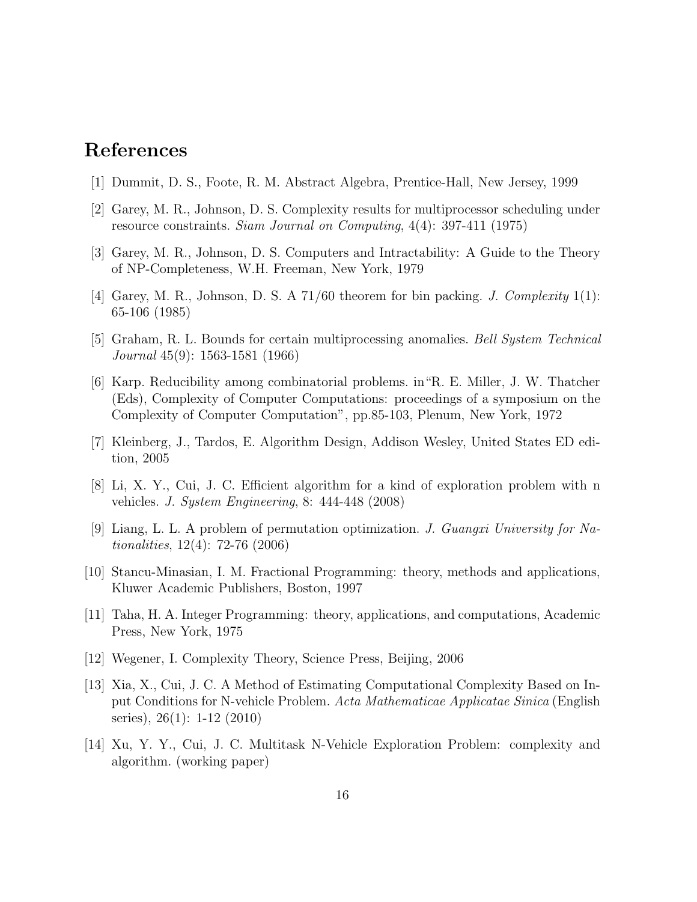# References

[1] Dummit, D. S., Foote, R. M. Abstract Algebra, Prentice-Hall, New Jersey, 1999

[2] Garey, M. R., Johnson, D. S. Complexity results for multiprocessor scheduling under resource constraints. *Siam Journal on Computing*, 4(4): 397-411 (1975)

[3] Garey, M. R., Johnson, D. S. Computers and Intractability: A Guide to the Theory of NP-Completeness, W.H. Freeman, New York, 1979

[4] Garey, M. R., Johnson, D. S. A 71/60 theorem for bin packing. *J. Complexity* 1(1): 65-106 (1985)

[5] Graham, R. L. Bounds for certain multiprocessing anomalies. *Bell System Technical Journal* 45(9): 1563-1581 (1966)

[6] Karp. Reducibility among combinatorial problems. in "R. E. Miller, J. W. Thatcher (Eds), Complexity of Computer Computations: proceedings of a symposium on the Complexity of Computer Computation", pp.85-103, Plenum, New York, 1972

[7] Kleinberg, J., Tardos, E. Algorithm Design, Addison Wesley, United States ED edition, 2005

[8] Li, X. Y., Cui, J. C. Efficient algorithm for a kind of exploration problem with n vehicles. *J. System Engineering*, 8: 444-448 (2008)

[9] Liang, L. L. A problem of permutation optimization. *J. Guangxi University for Nationalities*, 12(4): 72-76 (2006)

[10] Stancu-Minasian, I. M. Fractional Programming: theory, methods and applications, Kluwer Academic Publishers, Boston, 1997

[11] Taha, H. A. Integer Programming: theory, applications, and computations, Academic Press, New York, 1975

[12] Wegener, I. Complexity Theory, Science Press, Beijing, 2006

[13] Xia, X., Cui, J. C. A Method of Estimating Computational Complexity Based on Input Conditions for N-vehicle Problem. *Acta Mathematicae Applicatae Sinica* (English series), 26(1): 1-12 (2010)

[14] Xu, Y. Y., Cui, J. C. Multitask N-Vehicle Exploration Problem: complexity and algorithm. (working paper)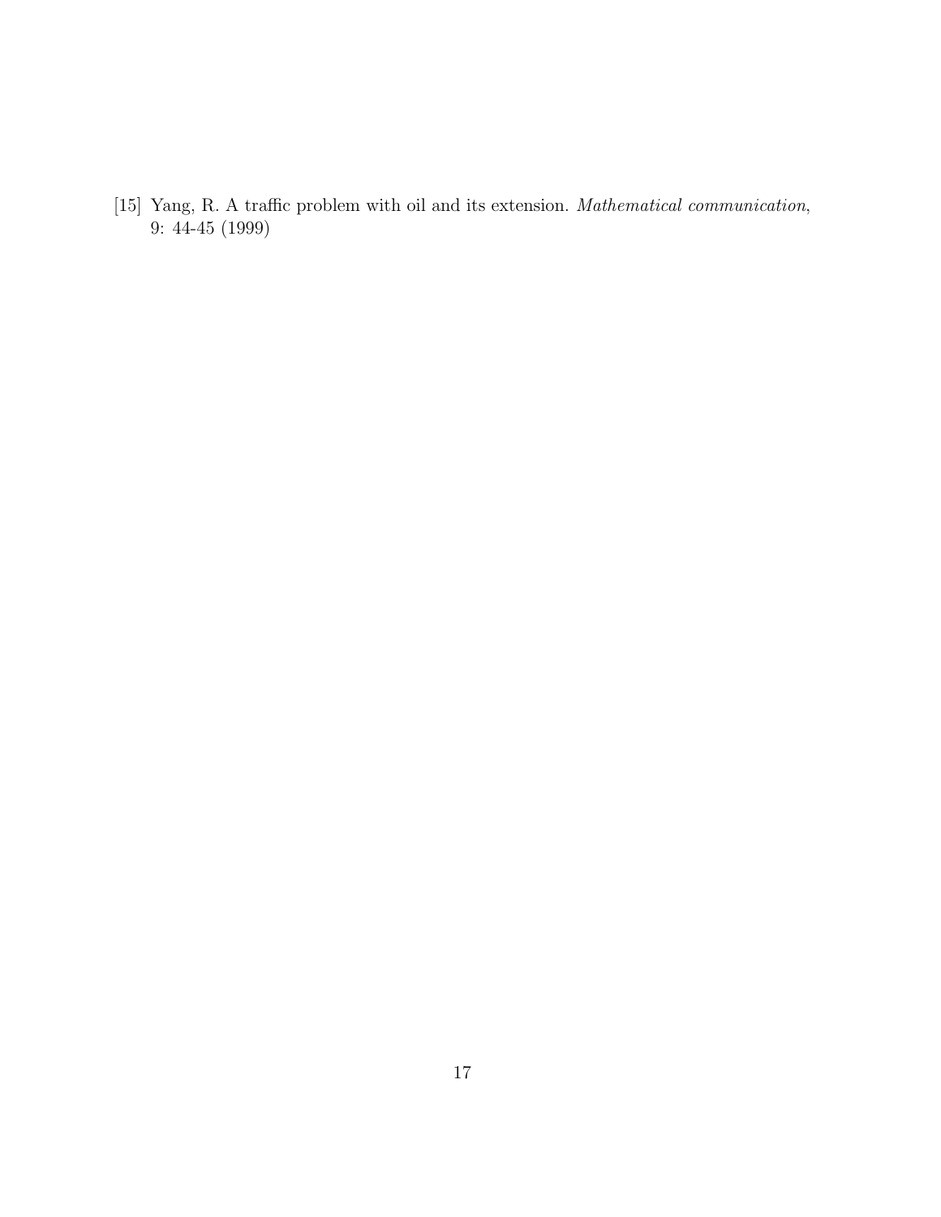[15] Yang, R. A traffic problem with oil and its extension. *Mathematical communication*, 9: 44-45 (1999)